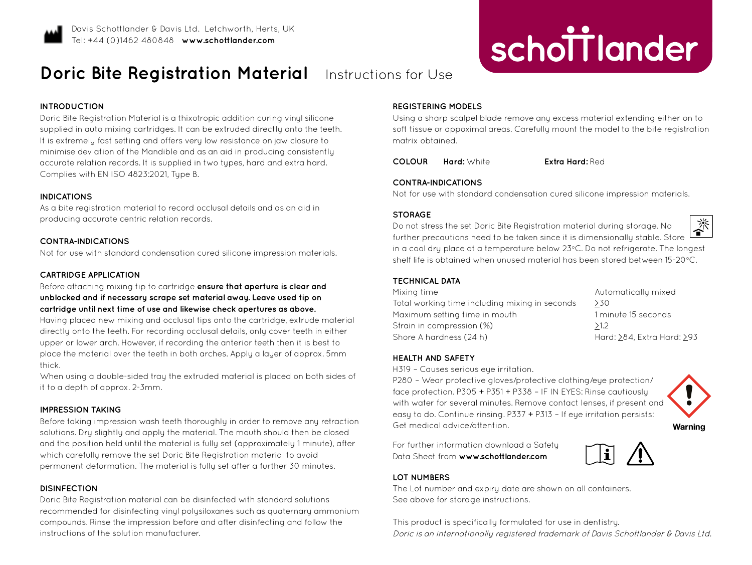Davis Schottlander & Davis Ltd. Letchworth, Herts, UK
Tel: +44 (0)1462 480848 **www.schottlander.com**

schottlander

# Doric Bite Registration Material Instructions for Use

## INTRODUCTION

Doric Bite Registration Material is a thixotropic addition curing vinyl silicone supplied in auto mixing cartridges. It can be extruded directly onto the teeth. It is extremely fast setting and offers very low resistance on jaw closure to minimise deviation of the Mandible and as an aid in producing consistently accurate relation records. It is supplied in two types, hard and extra hard. Complies with EN ISO 4823:2021, Type B.

## INDICATIONS

As a bite registration material to record occlusal details and as an aid in producing accurate centric relation records.

## CONTRA-INDICATIONS

Not for use with standard condensation cured silicone impression materials.

## CARTRIDGE APPLICATION

Before attaching mixing tip to cartridge **ensure that aperture is clear and unblocked and if necessary scrape set material away. Leave used tip on cartridge until next time of use and likewise check apertures as above.**

Having placed new mixing and occlusal tips onto the cartridge, extrude material directly onto the teeth. For recording occlusal details, only cover teeth in either upper or lower arch. However, if recording the anterior teeth then it is best to place the material over the teeth in both arches. Apply a layer of approx. 5mm thick.

When using a double-sided tray the extruded material is placed on both sides of it to a depth of approx. 2-3mm.

## IMPRESSION TAKING

Before taking impression wash teeth thoroughly in order to remove any retraction solutions. Dry slightly and apply the material. The mouth should then be closed and the position held until the material is fully set (approximately 1 minute), after which carefully remove the set Doric Bite Registration material to avoid permanent deformation. The material is fully set after a further 30 minutes.

## DISINFECTION

Doric Bite Registration material can be disinfected with standard solutions recommended for disinfecting vinyl polysiloxanes such as quaternary ammonium compounds. Rinse the impression before and after disinfecting and follow the instructions of the solution manufacturer.

## REGISTERING MODELS

Using a sharp scalpel blade remove any excess material extending either on to soft tissue or appoximal areas. Carefully mount the model to the bite registration matrix obtained.

**COLOUR** **Hard:** White **Extra Hard:** Red

## CONTRA-INDICATIONS

Not for use with standard condensation cured silicone impression materials.

## STORAGE

Do not stress the set Doric Bite Registration material during storage. No further precautions need to be taken since it is dimensionally stable. Store in a cool dry place at a temperature below 23°C. Do not refrigerate. The longest shelf life is obtained when unused material has been stored between 15-20°C.

## TECHNICAL DATA

| | |
|---|---|
| Mixing time | Automatically mixed |
| Total working time including mixing in seconds | $\geq$30 |
| Maximum setting time in mouth | 1 minute 15 seconds |
| Strain in compression (%) | $\geq$1.2 |
| Shore A hardness (24 h) | Hard: $\geq$84, Extra Hard: $\geq$93 |

## HEALTH AND SAFETY

H319 – Causes serious eye irritation.
P280 – Wear protective gloves/protective clothing/eye protection/face protection. P305 + P351 + P338 – IF IN EYES: Rinse cautiously with water for several minutes. Remove contact lenses, if present and easy to do. Continue rinsing. P337 + P313 – If eye irritation persists: Get medical advice/attention.

Warning

For further information download a Safety Data Sheet from **www.schottlander.com**

## LOT NUMBERS

The Lot number and expiry date are shown on all containers. See above for storage instructions.

This product is specifically formulated for use in dentistry.
*Doric is an internationally registered trademark of Davis Schottlander & Davis Ltd.*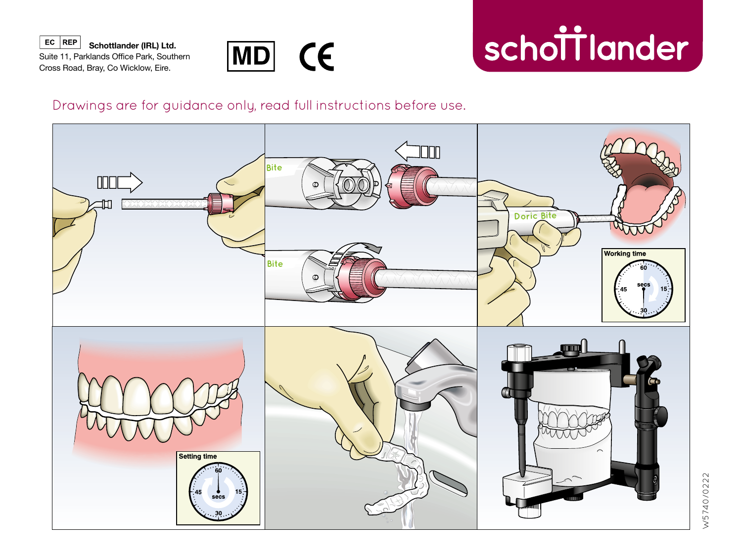EC REP **Schottlander (IRL) Ltd.**
Suite 11, Parklands Office Park, Southern Cross Road, Bray, Co Wicklow, Eire.

MD

CE

schottlander

Drawings are for guidance only, read full instructions before use.

Bite

Bite

Doric Bite

Working time

60
secs
15
45
30

Setting time

60
45
secs
15
30

W5740/0222